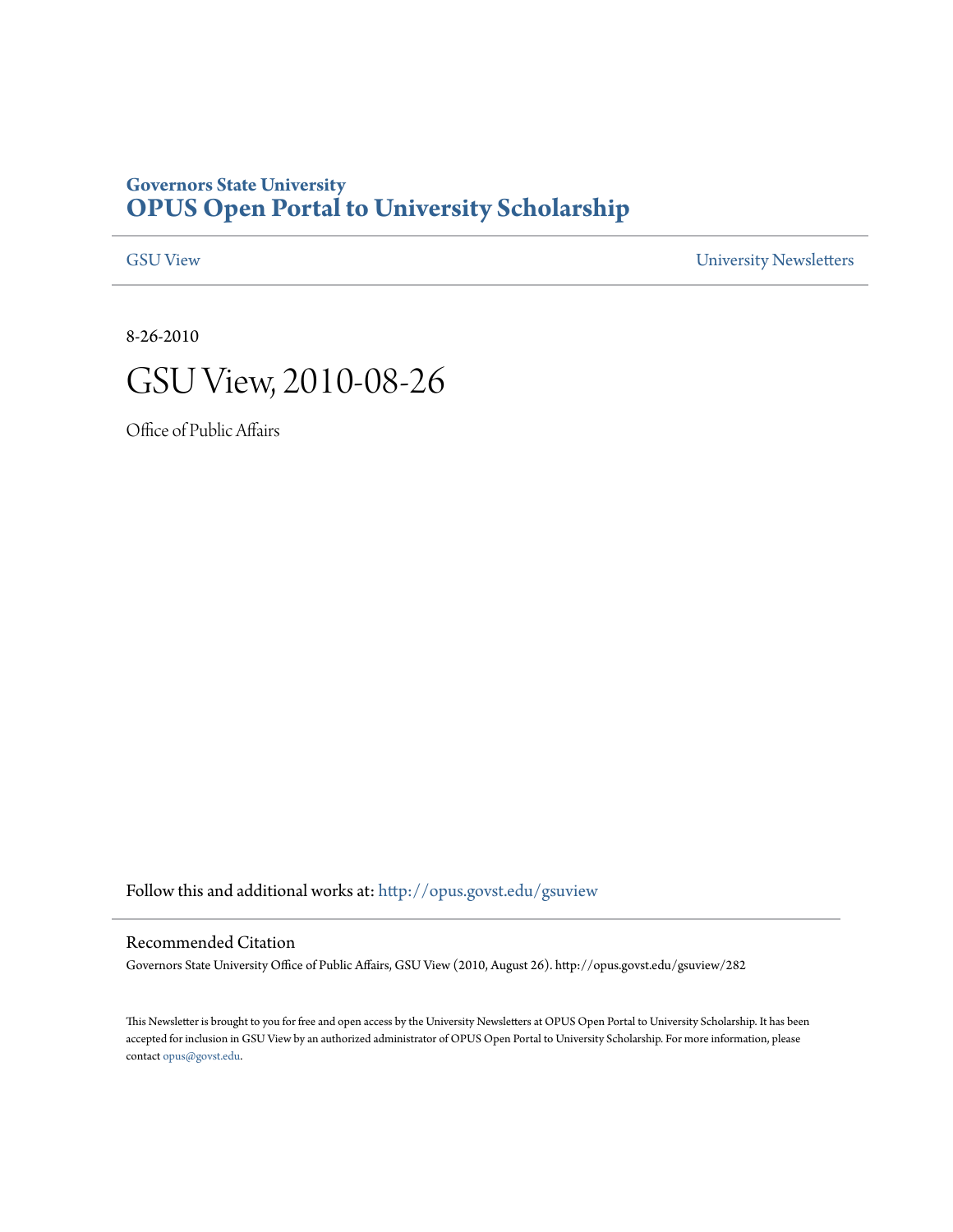**Governors State University**
# OPUS Open Portal to University Scholarship

GSU View | University Newsletters

8-26-2010

# GSU View, 2010-08-26

Office of Public Affairs

Follow this and additional works at: http://opus.govst.edu/gsuview

## Recommended Citation

Governors State University Office of Public Affairs, GSU View (2010, August 26). http://opus.govst.edu/gsuview/282

This Newsletter is brought to you for free and open access by the University Newsletters at OPUS Open Portal to University Scholarship. It has been accepted for inclusion in GSU View by an authorized administrator of OPUS Open Portal to University Scholarship. For more information, please contact opus@govst.edu.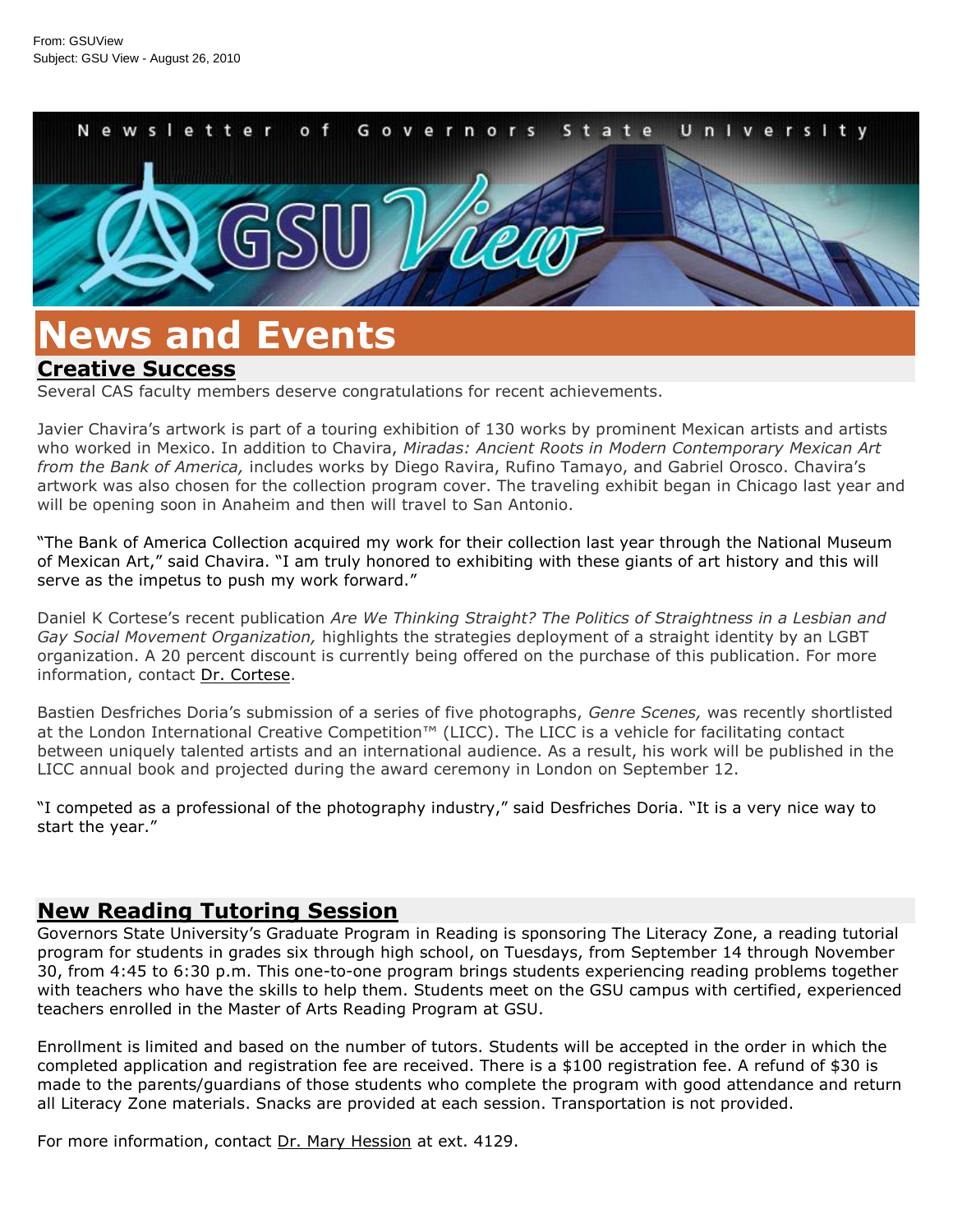From: GSUView
Subject: GSU View - August 26, 2010

# News and Events

## Creative Success

Several CAS faculty members deserve congratulations for recent achievements.

Javier Chavira's artwork is part of a touring exhibition of 130 works by prominent Mexican artists and artists who worked in Mexico. In addition to Chavira, *Miradas: Ancient Roots in Modern Contemporary Mexican Art from the Bank of America,* includes works by Diego Ravira, Rufino Tamayo, and Gabriel Orosco. Chavira's artwork was also chosen for the collection program cover. The traveling exhibit began in Chicago last year and will be opening soon in Anaheim and then will travel to San Antonio.

"The Bank of America Collection acquired my work for their collection last year through the National Museum of Mexican Art," said Chavira. "I am truly honored to exhibiting with these giants of art history and this will serve as the impetus to push my work forward."

Daniel K Cortese's recent publication *Are We Thinking Straight? The Politics of Straightness in a Lesbian and Gay Social Movement Organization,* highlights the strategies deployment of a straight identity by an LGBT organization. A 20 percent discount is currently being offered on the purchase of this publication. For more information, contact Dr. Cortese.

Bastien Desfriches Doria's submission of a series of five photographs, *Genre Scenes,* was recently shortlisted at the London International Creative Competition™ (LICC). The LICC is a vehicle for facilitating contact between uniquely talented artists and an international audience. As a result, his work will be published in the LICC annual book and projected during the award ceremony in London on September 12.

"I competed as a professional of the photography industry," said Desfriches Doria. "It is a very nice way to start the year."

## New Reading Tutoring Session

Governors State University's Graduate Program in Reading is sponsoring The Literacy Zone, a reading tutorial program for students in grades six through high school, on Tuesdays, from September 14 through November 30, from 4:45 to 6:30 p.m. This one-to-one program brings students experiencing reading problems together with teachers who have the skills to help them. Students meet on the GSU campus with certified, experienced teachers enrolled in the Master of Arts Reading Program at GSU.

Enrollment is limited and based on the number of tutors. Students will be accepted in the order in which the completed application and registration fee are received. There is a $100 registration fee. A refund of $30 is made to the parents/guardians of those students who complete the program with good attendance and return all Literacy Zone materials. Snacks are provided at each session. Transportation is not provided.

For more information, contact Dr. Mary Hession at ext. 4129.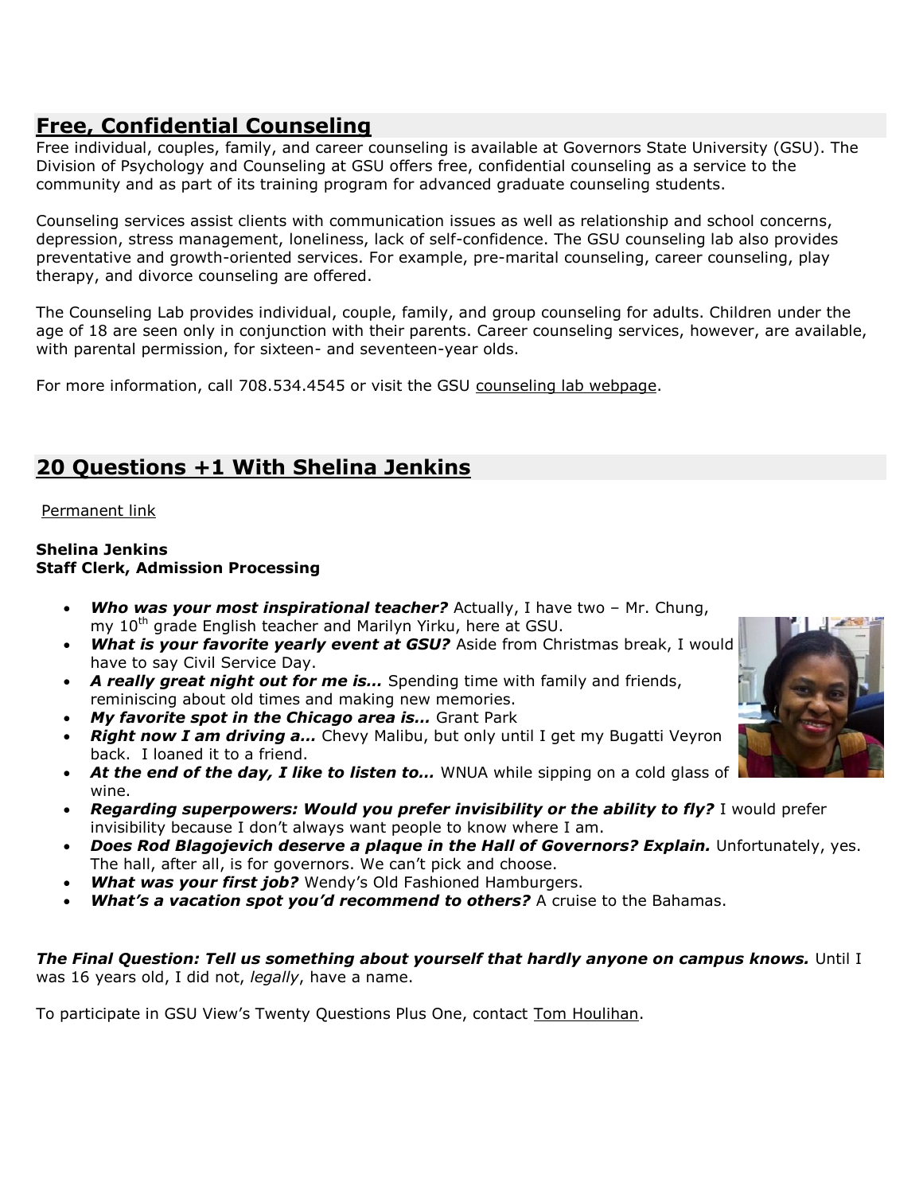## Free, Confidential Counseling

Free individual, couples, family, and career counseling is available at Governors State University (GSU). The Division of Psychology and Counseling at GSU offers free, confidential counseling as a service to the community and as part of its training program for advanced graduate counseling students.

Counseling services assist clients with communication issues as well as relationship and school concerns, depression, stress management, loneliness, lack of self-confidence. The GSU counseling lab also provides preventative and growth-oriented services. For example, pre-marital counseling, career counseling, play therapy, and divorce counseling are offered.

The Counseling Lab provides individual, couple, family, and group counseling for adults. Children under the age of 18 are seen only in conjunction with their parents. Career counseling services, however, are available, with parental permission, for sixteen- and seventeen-year olds.

For more information, call 708.534.4545 or visit the GSU counseling lab webpage.

## 20 Questions +1 With Shelina Jenkins

Permanent link

**Shelina Jenkins**
**Staff Clerk, Admission Processing**

- ***Who was your most inspirational teacher?*** Actually, I have two – Mr. Chung, my 10th grade English teacher and Marilyn Yirku, here at GSU.
- ***What is your favorite yearly event at GSU?*** Aside from Christmas break, I would have to say Civil Service Day.
- ***A really great night out for me is…*** Spending time with family and friends, reminiscing about old times and making new memories.
- ***My favorite spot in the Chicago area is…*** Grant Park
- ***Right now I am driving a…*** Chevy Malibu, but only until I get my Bugatti Veyron back. I loaned it to a friend.
- ***At the end of the day, I like to listen to…*** WNUA while sipping on a cold glass of wine.
- ***Regarding superpowers: Would you prefer invisibility or the ability to fly?*** I would prefer invisibility because I don't always want people to know where I am.
- ***Does Rod Blagojevich deserve a plaque in the Hall of Governors? Explain.*** Unfortunately, yes. The hall, after all, is for governors. We can't pick and choose.
- ***What was your first job?*** Wendy's Old Fashioned Hamburgers.
- ***What's a vacation spot you'd recommend to others?*** A cruise to the Bahamas.

***The Final Question: Tell us something about yourself that hardly anyone on campus knows.*** Until I was 16 years old, I did not, *legally*, have a name.

To participate in GSU View's Twenty Questions Plus One, contact Tom Houlihan.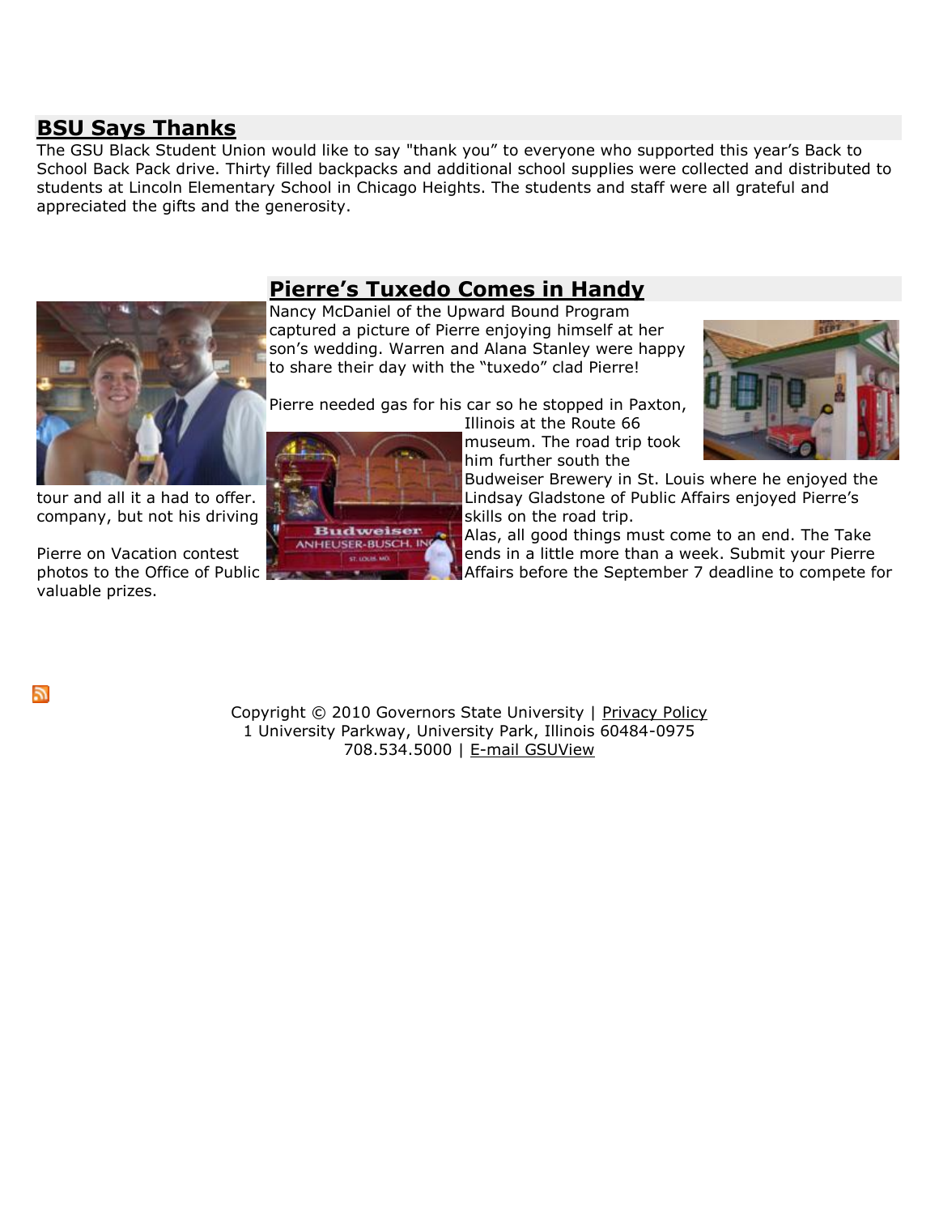## BSU Says Thanks

The GSU Black Student Union would like to say "thank you" to everyone who supported this year's Back to School Back Pack drive. Thirty filled backpacks and additional school supplies were collected and distributed to students at Lincoln Elementary School in Chicago Heights. The students and staff were all grateful and appreciated the gifts and the generosity.

## Pierre's Tuxedo Comes in Handy

Nancy McDaniel of the Upward Bound Program captured a picture of Pierre enjoying himself at her son's wedding. Warren and Alana Stanley were happy to share their day with the "tuxedo" clad Pierre!

Pierre needed gas for his car so he stopped in Paxton, Illinois at the Route 66 museum. The road trip took him further south the Budweiser Brewery in St. Louis where he enjoyed the tour and all it a had to offer. Lindsay Gladstone of Public Affairs enjoyed Pierre's company, but not his driving skills on the road trip.

Alas, all good things must come to an end. The Take Pierre on Vacation contest ends in a little more than a week. Submit your Pierre photos to the Office of Public Affairs before the September 7 deadline to compete for valuable prizes.

Copyright © 2010 Governors State University | Privacy Policy
1 University Parkway, University Park, Illinois 60484-0975
708.534.5000 | E-mail GSUView